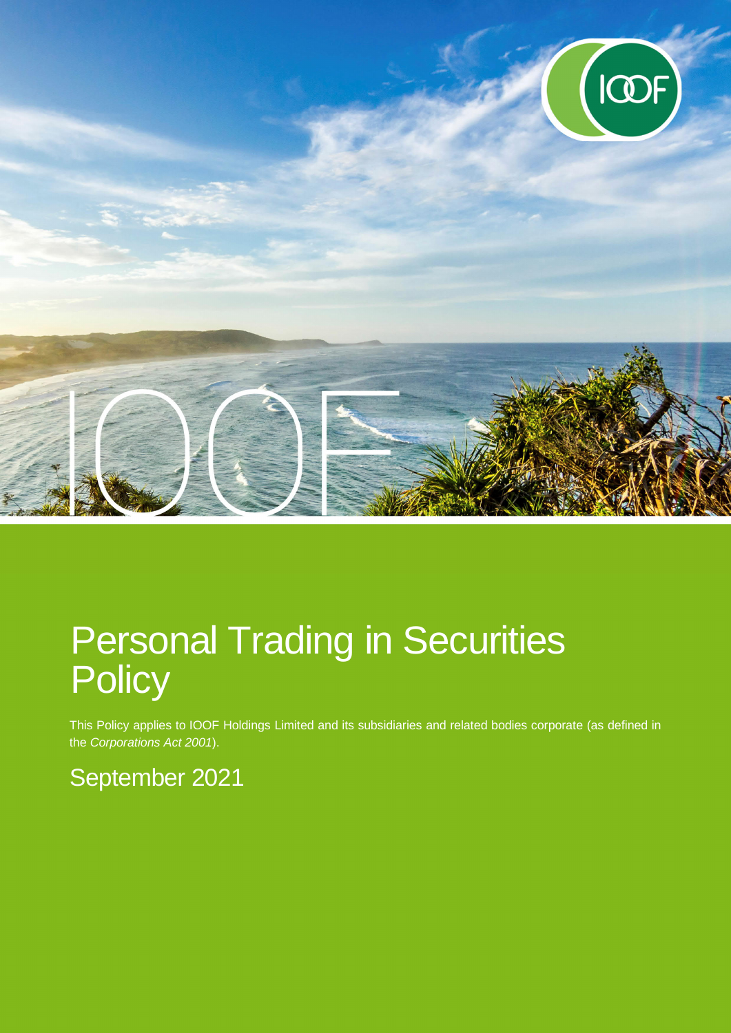# Personal Trading in Securities Policy

This Policy applies to IOOF Holdings Limited and its subsidiaries and related bodies corporate (as defined in the *Corporations Act 2001*).

September 2021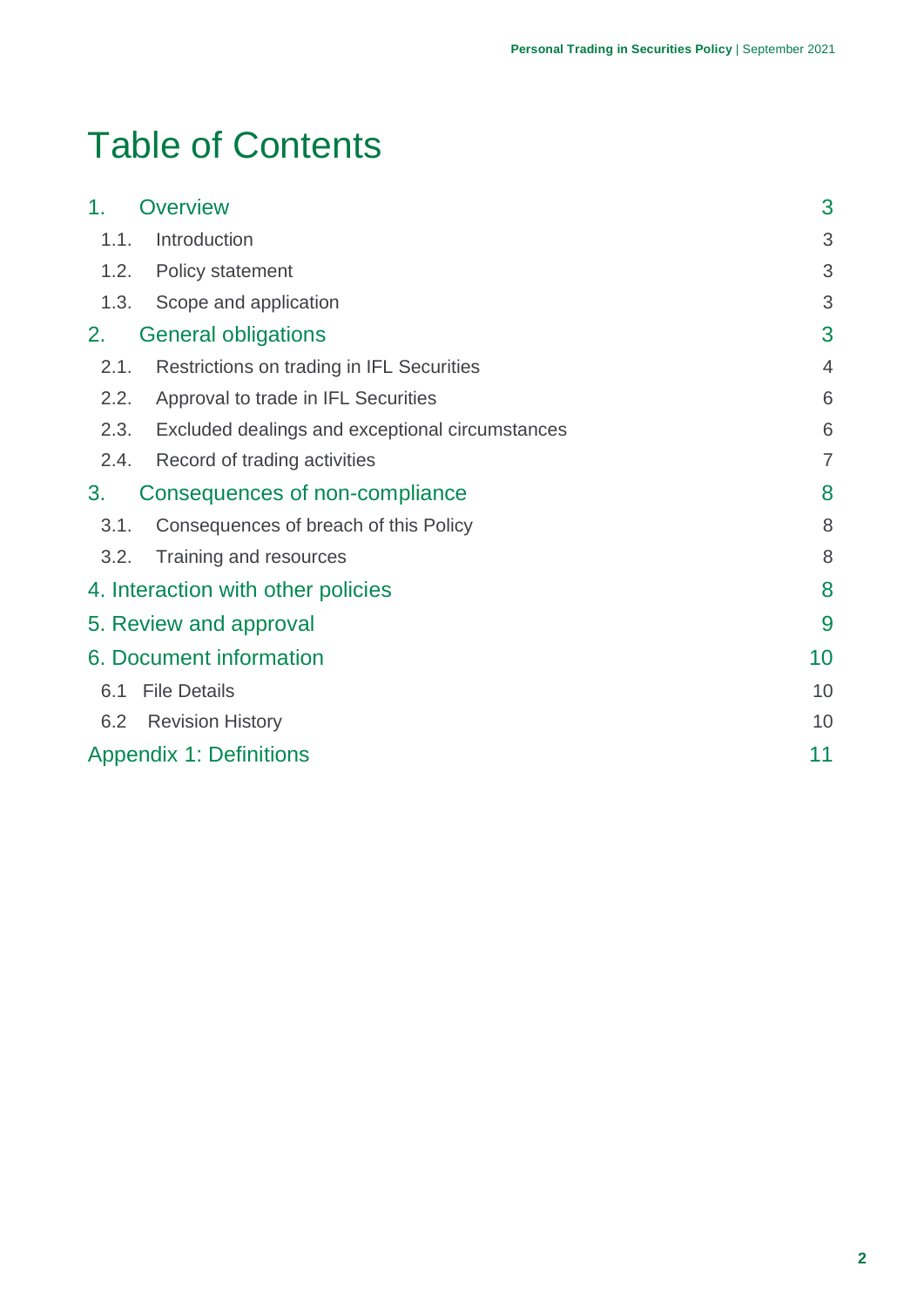# Table of Contents

| | |
|---|---|
| 1. Overview | 3 |
| 1.1. Introduction | 3 |
| 1.2. Policy statement | 3 |
| 1.3. Scope and application | 3 |
| 2. General obligations | 3 |
| 2.1. Restrictions on trading in IFL Securities | 4 |
| 2.2. Approval to trade in IFL Securities | 6 |
| 2.3. Excluded dealings and exceptional circumstances | 6 |
| 2.4. Record of trading activities | 7 |
| 3. Consequences of non-compliance | 8 |
| 3.1. Consequences of breach of this Policy | 8 |
| 3.2. Training and resources | 8 |
| 4. Interaction with other policies | 8 |
| 5. Review and approval | 9 |
| 6. Document information | 10 |
| 6.1 File Details | 10 |
| 6.2 Revision History | 10 |
| Appendix 1: Definitions | 11 |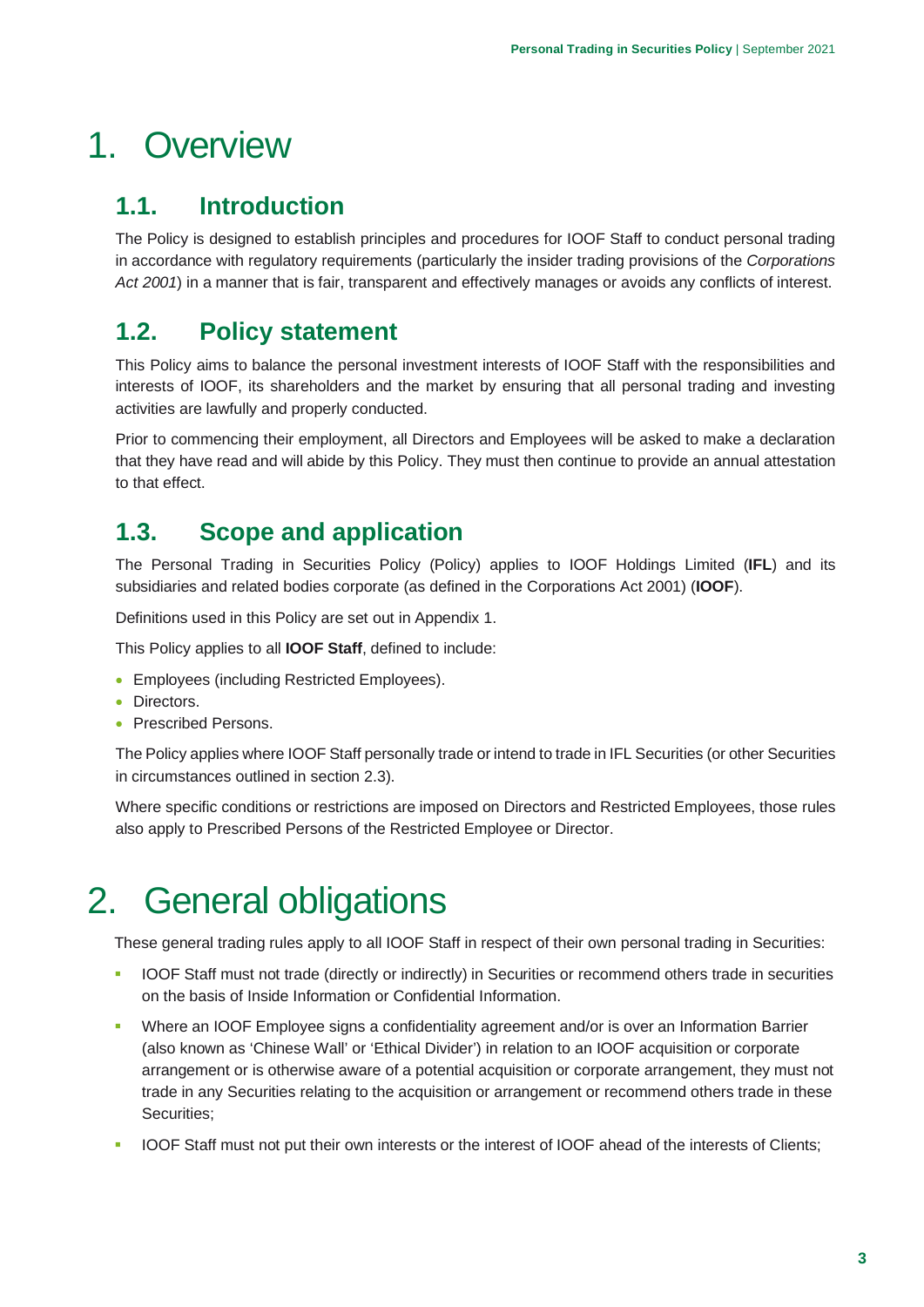# 1. Overview

## 1.1. Introduction

The Policy is designed to establish principles and procedures for IOOF Staff to conduct personal trading in accordance with regulatory requirements (particularly the insider trading provisions of the *Corporations Act 2001*) in a manner that is fair, transparent and effectively manages or avoids any conflicts of interest.

## 1.2. Policy statement

This Policy aims to balance the personal investment interests of IOOF Staff with the responsibilities and interests of IOOF, its shareholders and the market by ensuring that all personal trading and investing activities are lawfully and properly conducted.

Prior to commencing their employment, all Directors and Employees will be asked to make a declaration that they have read and will abide by this Policy. They must then continue to provide an annual attestation to that effect.

## 1.3. Scope and application

The Personal Trading in Securities Policy (Policy) applies to IOOF Holdings Limited (**IFL**) and its subsidiaries and related bodies corporate (as defined in the Corporations Act 2001) (**IOOF**).

Definitions used in this Policy are set out in Appendix 1.

This Policy applies to all **IOOF Staff**, defined to include:

- Employees (including Restricted Employees).
- Directors.
- Prescribed Persons.

The Policy applies where IOOF Staff personally trade or intend to trade in IFL Securities (or other Securities in circumstances outlined in section 2.3).

Where specific conditions or restrictions are imposed on Directors and Restricted Employees, those rules also apply to Prescribed Persons of the Restricted Employee or Director.

# 2. General obligations

These general trading rules apply to all IOOF Staff in respect of their own personal trading in Securities:

- IOOF Staff must not trade (directly or indirectly) in Securities or recommend others trade in securities on the basis of Inside Information or Confidential Information.
- Where an IOOF Employee signs a confidentiality agreement and/or is over an Information Barrier (also known as 'Chinese Wall' or 'Ethical Divider') in relation to an IOOF acquisition or corporate arrangement or is otherwise aware of a potential acquisition or corporate arrangement, they must not trade in any Securities relating to the acquisition or arrangement or recommend others trade in these Securities;
- IOOF Staff must not put their own interests or the interest of IOOF ahead of the interests of Clients;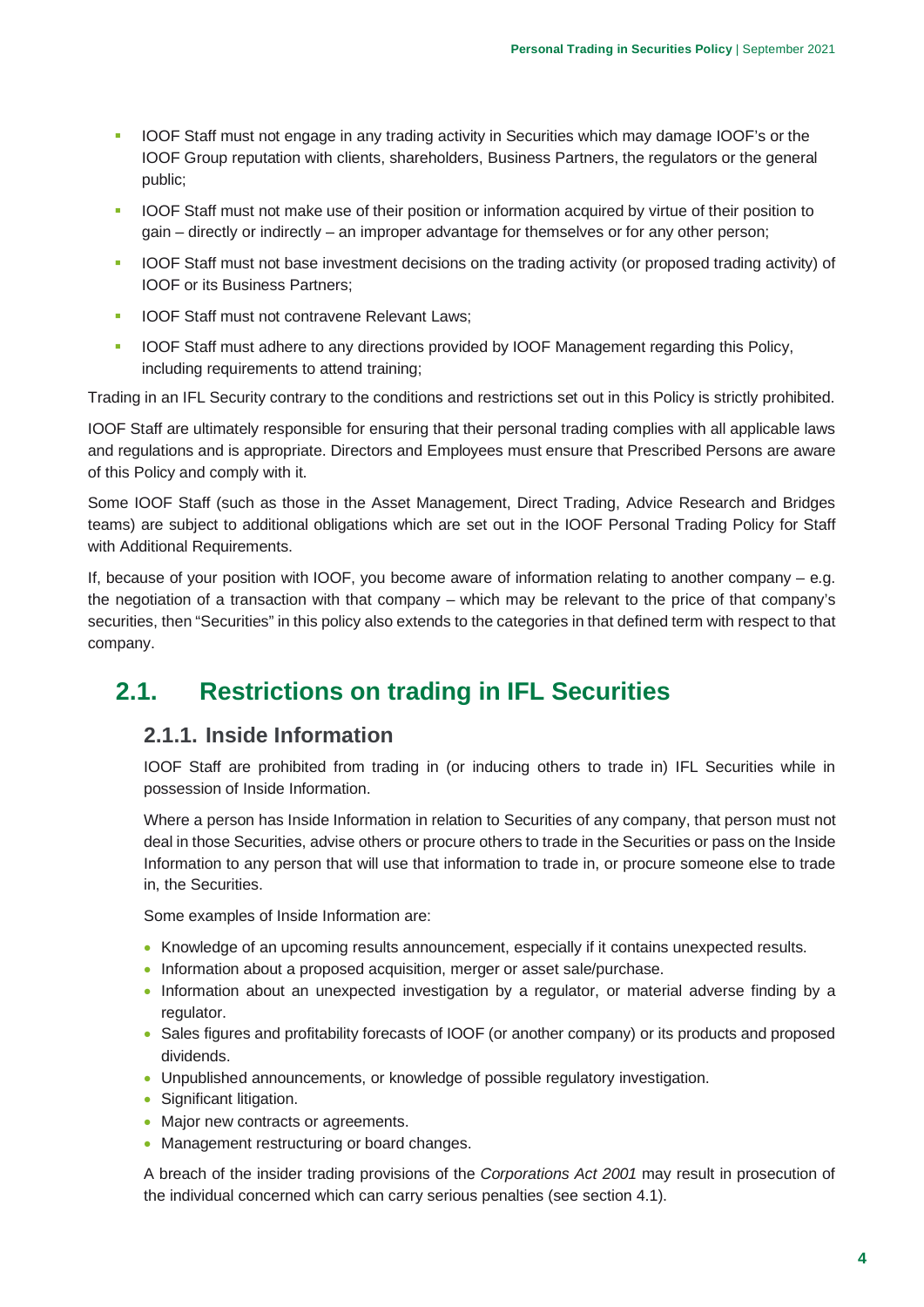- IOOF Staff must not engage in any trading activity in Securities which may damage IOOF's or the IOOF Group reputation with clients, shareholders, Business Partners, the regulators or the general public;
- IOOF Staff must not make use of their position or information acquired by virtue of their position to gain – directly or indirectly – an improper advantage for themselves or for any other person;
- IOOF Staff must not base investment decisions on the trading activity (or proposed trading activity) of IOOF or its Business Partners;
- IOOF Staff must not contravene Relevant Laws;
- IOOF Staff must adhere to any directions provided by IOOF Management regarding this Policy, including requirements to attend training;

Trading in an IFL Security contrary to the conditions and restrictions set out in this Policy is strictly prohibited.

IOOF Staff are ultimately responsible for ensuring that their personal trading complies with all applicable laws and regulations and is appropriate. Directors and Employees must ensure that Prescribed Persons are aware of this Policy and comply with it.

Some IOOF Staff (such as those in the Asset Management, Direct Trading, Advice Research and Bridges teams) are subject to additional obligations which are set out in the IOOF Personal Trading Policy for Staff with Additional Requirements.

If, because of your position with IOOF, you become aware of information relating to another company – e.g. the negotiation of a transaction with that company – which may be relevant to the price of that company's securities, then "Securities" in this policy also extends to the categories in that defined term with respect to that company.

## 2.1. Restrictions on trading in IFL Securities

### 2.1.1. Inside Information

IOOF Staff are prohibited from trading in (or inducing others to trade in) IFL Securities while in possession of Inside Information.

Where a person has Inside Information in relation to Securities of any company, that person must not deal in those Securities, advise others or procure others to trade in the Securities or pass on the Inside Information to any person that will use that information to trade in, or procure someone else to trade in, the Securities.

Some examples of Inside Information are:

- Knowledge of an upcoming results announcement, especially if it contains unexpected results.
- Information about a proposed acquisition, merger or asset sale/purchase.
- Information about an unexpected investigation by a regulator, or material adverse finding by a regulator.
- Sales figures and profitability forecasts of IOOF (or another company) or its products and proposed dividends.
- Unpublished announcements, or knowledge of possible regulatory investigation.
- Significant litigation.
- Major new contracts or agreements.
- Management restructuring or board changes.

A breach of the insider trading provisions of the *Corporations Act 2001* may result in prosecution of the individual concerned which can carry serious penalties (see section 4.1).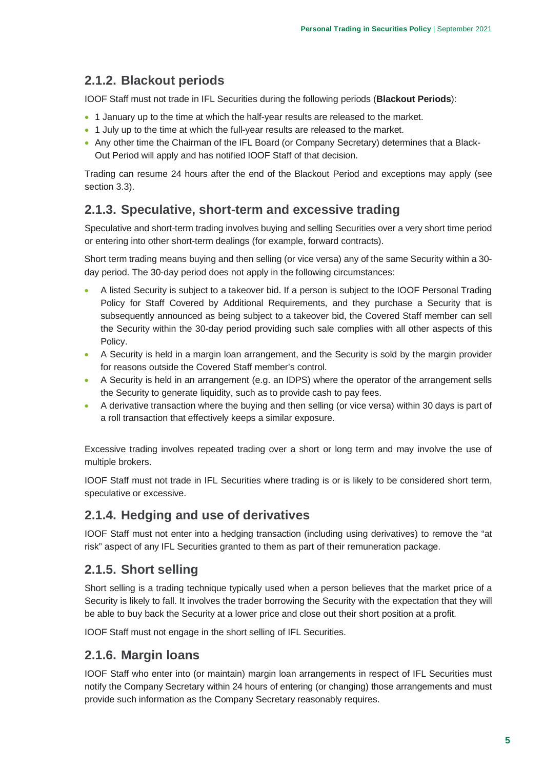### 2.1.2. Blackout periods

IOOF Staff must not trade in IFL Securities during the following periods (**Blackout Periods**):

- 1 January up to the time at which the half-year results are released to the market.
- 1 July up to the time at which the full-year results are released to the market.
- Any other time the Chairman of the IFL Board (or Company Secretary) determines that a Black-Out Period will apply and has notified IOOF Staff of that decision.

Trading can resume 24 hours after the end of the Blackout Period and exceptions may apply (see section 3.3).

### 2.1.3. Speculative, short-term and excessive trading

Speculative and short-term trading involves buying and selling Securities over a very short time period or entering into other short-term dealings (for example, forward contracts).

Short term trading means buying and then selling (or vice versa) any of the same Security within a 30-day period. The 30-day period does not apply in the following circumstances:

- A listed Security is subject to a takeover bid. If a person is subject to the IOOF Personal Trading Policy for Staff Covered by Additional Requirements, and they purchase a Security that is subsequently announced as being subject to a takeover bid, the Covered Staff member can sell the Security within the 30-day period providing such sale complies with all other aspects of this Policy.
- A Security is held in a margin loan arrangement, and the Security is sold by the margin provider for reasons outside the Covered Staff member's control.
- A Security is held in an arrangement (e.g. an IDPS) where the operator of the arrangement sells the Security to generate liquidity, such as to provide cash to pay fees.
- A derivative transaction where the buying and then selling (or vice versa) within 30 days is part of a roll transaction that effectively keeps a similar exposure.

Excessive trading involves repeated trading over a short or long term and may involve the use of multiple brokers.

IOOF Staff must not trade in IFL Securities where trading is or is likely to be considered short term, speculative or excessive.

### 2.1.4. Hedging and use of derivatives

IOOF Staff must not enter into a hedging transaction (including using derivatives) to remove the "at risk" aspect of any IFL Securities granted to them as part of their remuneration package.

### 2.1.5. Short selling

Short selling is a trading technique typically used when a person believes that the market price of a Security is likely to fall. It involves the trader borrowing the Security with the expectation that they will be able to buy back the Security at a lower price and close out their short position at a profit.

IOOF Staff must not engage in the short selling of IFL Securities.

### 2.1.6. Margin loans

IOOF Staff who enter into (or maintain) margin loan arrangements in respect of IFL Securities must notify the Company Secretary within 24 hours of entering (or changing) those arrangements and must provide such information as the Company Secretary reasonably requires.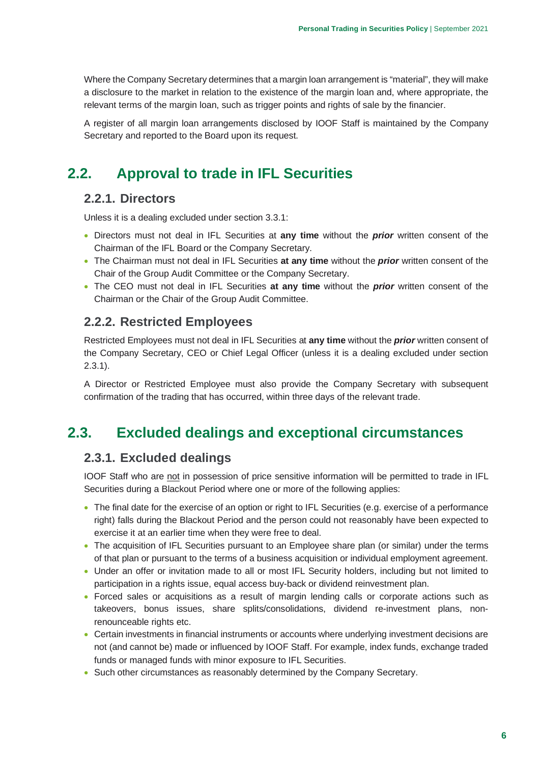Where the Company Secretary determines that a margin loan arrangement is "material", they will make a disclosure to the market in relation to the existence of the margin loan and, where appropriate, the relevant terms of the margin loan, such as trigger points and rights of sale by the financier.

A register of all margin loan arrangements disclosed by IOOF Staff is maintained by the Company Secretary and reported to the Board upon its request.

## 2.2. Approval to trade in IFL Securities

### 2.2.1. Directors

Unless it is a dealing excluded under section 3.3.1:

- Directors must not deal in IFL Securities at **any time** without the ***prior*** written consent of the Chairman of the IFL Board or the Company Secretary.
- The Chairman must not deal in IFL Securities **at any time** without the ***prior*** written consent of the Chair of the Group Audit Committee or the Company Secretary.
- The CEO must not deal in IFL Securities **at any time** without the ***prior*** written consent of the Chairman or the Chair of the Group Audit Committee.

### 2.2.2. Restricted Employees

Restricted Employees must not deal in IFL Securities at **any time** without the ***prior*** written consent of the Company Secretary, CEO or Chief Legal Officer (unless it is a dealing excluded under section 2.3.1).

A Director or Restricted Employee must also provide the Company Secretary with subsequent confirmation of the trading that has occurred, within three days of the relevant trade.

## 2.3. Excluded dealings and exceptional circumstances

### 2.3.1. Excluded dealings

IOOF Staff who are not in possession of price sensitive information will be permitted to trade in IFL Securities during a Blackout Period where one or more of the following applies:

- The final date for the exercise of an option or right to IFL Securities (e.g. exercise of a performance right) falls during the Blackout Period and the person could not reasonably have been expected to exercise it at an earlier time when they were free to deal.
- The acquisition of IFL Securities pursuant to an Employee share plan (or similar) under the terms of that plan or pursuant to the terms of a business acquisition or individual employment agreement.
- Under an offer or invitation made to all or most IFL Security holders, including but not limited to participation in a rights issue, equal access buy-back or dividend reinvestment plan.
- Forced sales or acquisitions as a result of margin lending calls or corporate actions such as takeovers, bonus issues, share splits/consolidations, dividend re-investment plans, non-renounceable rights etc.
- Certain investments in financial instruments or accounts where underlying investment decisions are not (and cannot be) made or influenced by IOOF Staff. For example, index funds, exchange traded funds or managed funds with minor exposure to IFL Securities.
- Such other circumstances as reasonably determined by the Company Secretary.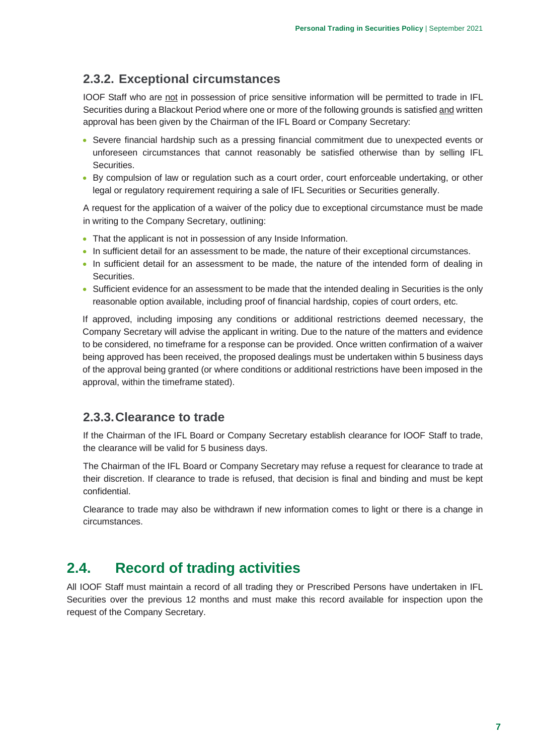### 2.3.2. Exceptional circumstances

IOOF Staff who are not in possession of price sensitive information will be permitted to trade in IFL Securities during a Blackout Period where one or more of the following grounds is satisfied and written approval has been given by the Chairman of the IFL Board or Company Secretary:

- Severe financial hardship such as a pressing financial commitment due to unexpected events or unforeseen circumstances that cannot reasonably be satisfied otherwise than by selling IFL Securities.
- By compulsion of law or regulation such as a court order, court enforceable undertaking, or other legal or regulatory requirement requiring a sale of IFL Securities or Securities generally.

A request for the application of a waiver of the policy due to exceptional circumstance must be made in writing to the Company Secretary, outlining:

- That the applicant is not in possession of any Inside Information.
- In sufficient detail for an assessment to be made, the nature of their exceptional circumstances.
- In sufficient detail for an assessment to be made, the nature of the intended form of dealing in Securities.
- Sufficient evidence for an assessment to be made that the intended dealing in Securities is the only reasonable option available, including proof of financial hardship, copies of court orders, etc.

If approved, including imposing any conditions or additional restrictions deemed necessary, the Company Secretary will advise the applicant in writing. Due to the nature of the matters and evidence to be considered, no timeframe for a response can be provided. Once written confirmation of a waiver being approved has been received, the proposed dealings must be undertaken within 5 business days of the approval being granted (or where conditions or additional restrictions have been imposed in the approval, within the timeframe stated).

### 2.3.3. Clearance to trade

If the Chairman of the IFL Board or Company Secretary establish clearance for IOOF Staff to trade, the clearance will be valid for 5 business days.

The Chairman of the IFL Board or Company Secretary may refuse a request for clearance to trade at their discretion. If clearance to trade is refused, that decision is final and binding and must be kept confidential.

Clearance to trade may also be withdrawn if new information comes to light or there is a change in circumstances.

## 2.4. Record of trading activities

All IOOF Staff must maintain a record of all trading they or Prescribed Persons have undertaken in IFL Securities over the previous 12 months and must make this record available for inspection upon the request of the Company Secretary.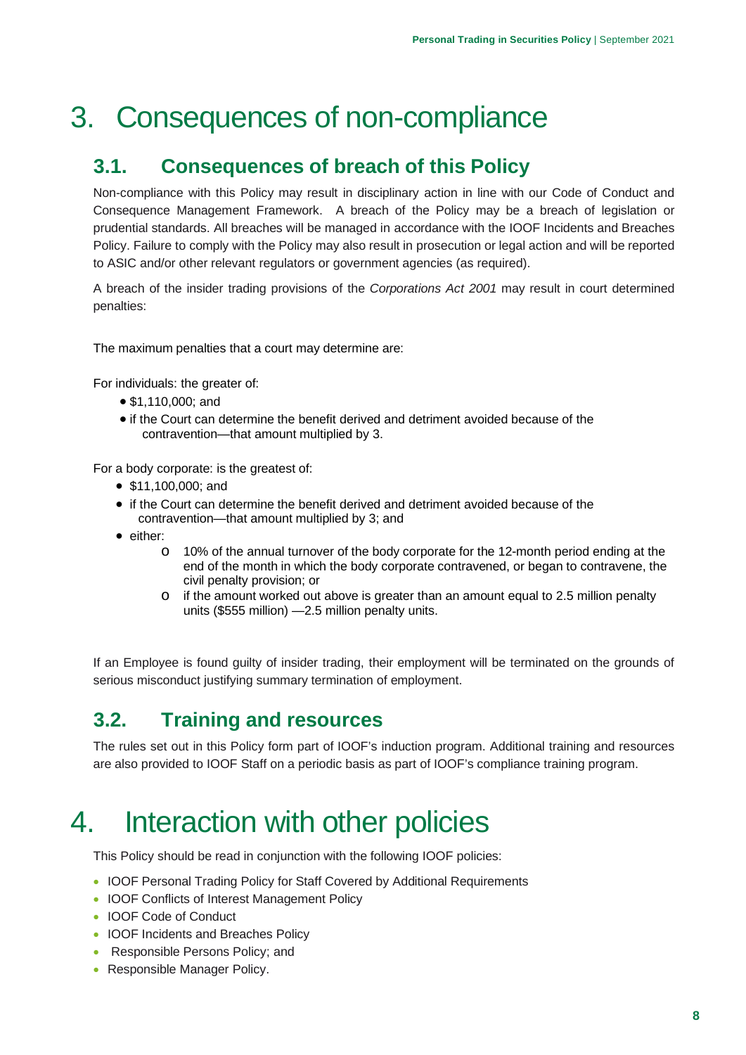# 3. Consequences of non-compliance

## 3.1. Consequences of breach of this Policy

Non-compliance with this Policy may result in disciplinary action in line with our Code of Conduct and Consequence Management Framework. A breach of the Policy may be a breach of legislation or prudential standards. All breaches will be managed in accordance with the IOOF Incidents and Breaches Policy. Failure to comply with the Policy may also result in prosecution or legal action and will be reported to ASIC and/or other relevant regulators or government agencies (as required).

A breach of the insider trading provisions of the *Corporations Act 2001* may result in court determined penalties:

The maximum penalties that a court may determine are:

For individuals: the greater of:

- $1,110,000; and
- if the Court can determine the benefit derived and detriment avoided because of the contravention—that amount multiplied by 3.

For a body corporate: is the greatest of:

- $11,100,000; and
- if the Court can determine the benefit derived and detriment avoided because of the contravention—that amount multiplied by 3; and
- either:
  - 10% of the annual turnover of the body corporate for the 12-month period ending at the end of the month in which the body corporate contravened, or began to contravene, the civil penalty provision; or
  - if the amount worked out above is greater than an amount equal to 2.5 million penalty units ($555 million) —2.5 million penalty units.

If an Employee is found guilty of insider trading, their employment will be terminated on the grounds of serious misconduct justifying summary termination of employment.

## 3.2. Training and resources

The rules set out in this Policy form part of IOOF's induction program. Additional training and resources are also provided to IOOF Staff on a periodic basis as part of IOOF's compliance training program.

# 4. Interaction with other policies

This Policy should be read in conjunction with the following IOOF policies:

- IOOF Personal Trading Policy for Staff Covered by Additional Requirements
- IOOF Conflicts of Interest Management Policy
- IOOF Code of Conduct
- IOOF Incidents and Breaches Policy
- Responsible Persons Policy; and
- Responsible Manager Policy.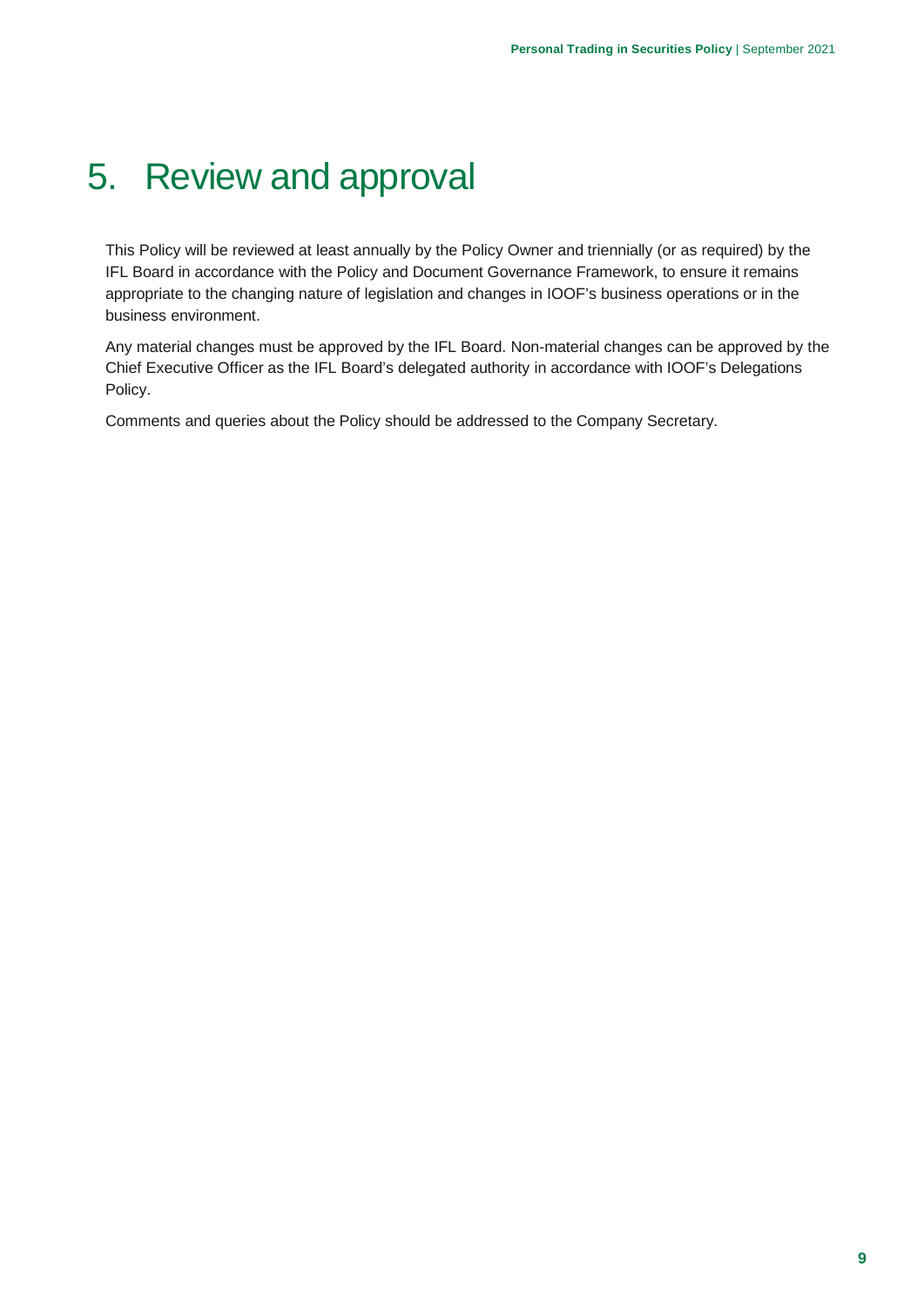# 5. Review and approval

This Policy will be reviewed at least annually by the Policy Owner and triennially (or as required) by the IFL Board in accordance with the Policy and Document Governance Framework, to ensure it remains appropriate to the changing nature of legislation and changes in IOOF's business operations or in the business environment.

Any material changes must be approved by the IFL Board. Non-material changes can be approved by the Chief Executive Officer as the IFL Board's delegated authority in accordance with IOOF's Delegations Policy.

Comments and queries about the Policy should be addressed to the Company Secretary.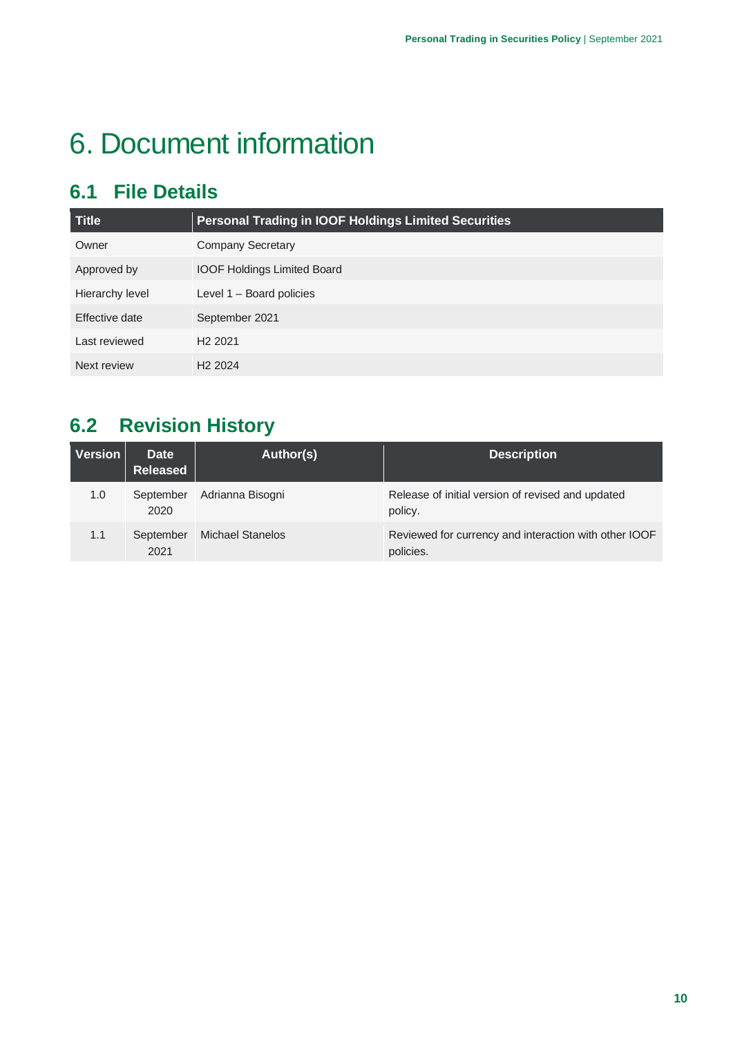# 6. Document information

## 6.1 File Details

| Title | Personal Trading in IOOF Holdings Limited Securities |
|---|---|
| Owner | Company Secretary |
| Approved by | IOOF Holdings Limited Board |
| Hierarchy level | Level 1 – Board policies |
| Effective date | September 2021 |
| Last reviewed | H2 2021 |
| Next review | H2 2024 |

## 6.2 Revision History

| Version | Date Released | Author(s) | Description |
|---|---|---|---|
| 1.0 | September 2020 | Adrianna Bisogni | Release of initial version of revised and updated policy. |
| 1.1 | September 2021 | Michael Stanelos | Reviewed for currency and interaction with other IOOF policies. |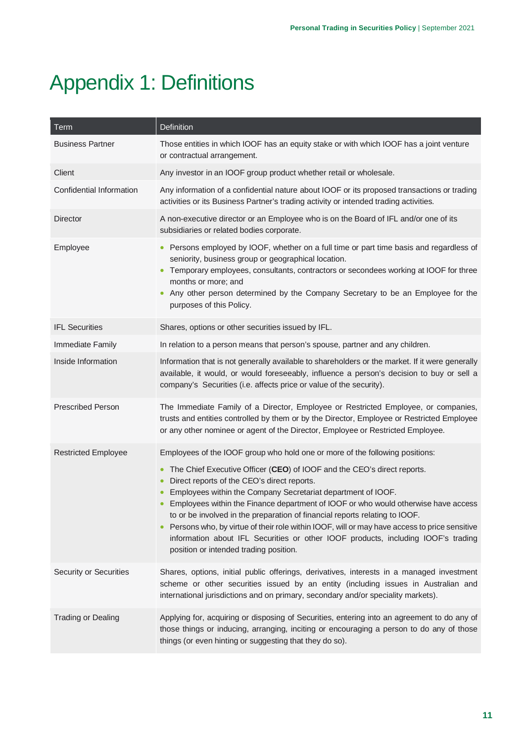# Appendix 1: Definitions

| Term | Definition |
|---|---|
| Business Partner | Those entities in which IOOF has an equity stake or with which IOOF has a joint venture or contractual arrangement. |
| Client | Any investor in an IOOF group product whether retail or wholesale. |
| Confidential Information | Any information of a confidential nature about IOOF or its proposed transactions or trading activities or its Business Partner's trading activity or intended trading activities. |
| Director | A non-executive director or an Employee who is on the Board of IFL and/or one of its subsidiaries or related bodies corporate. |
| Employee | • Persons employed by IOOF, whether on a full time or part time basis and regardless of seniority, business group or geographical location.<br>• Temporary employees, consultants, contractors or secondees working at IOOF for three months or more; and<br>• Any other person determined by the Company Secretary to be an Employee for the purposes of this Policy. |
| IFL Securities | Shares, options or other securities issued by IFL. |
| Immediate Family | In relation to a person means that person's spouse, partner and any children. |
| Inside Information | Information that is not generally available to shareholders or the market. If it were generally available, it would, or would foreseeably, influence a person's decision to buy or sell a company's Securities (i.e. affects price or value of the security). |
| Prescribed Person | The Immediate Family of a Director, Employee or Restricted Employee, or companies, trusts and entities controlled by them or by the Director, Employee or Restricted Employee or any other nominee or agent of the Director, Employee or Restricted Employee. |
| Restricted Employee | Employees of the IOOF group who hold one or more of the following positions:<br>• The Chief Executive Officer (**CEO**) of IOOF and the CEO's direct reports.<br>• Direct reports of the CEO's direct reports.<br>• Employees within the Company Secretariat department of IOOF.<br>• Employees within the Finance department of IOOF or who would otherwise have access to or be involved in the preparation of financial reports relating to IOOF.<br>• Persons who, by virtue of their role within IOOF, will or may have access to price sensitive information about IFL Securities or other IOOF products, including IOOF's trading position or intended trading position. |
| Security or Securities | Shares, options, initial public offerings, derivatives, interests in a managed investment scheme or other securities issued by an entity (including issues in Australian and international jurisdictions and on primary, secondary and/or speciality markets). |
| Trading or Dealing | Applying for, acquiring or disposing of Securities, entering into an agreement to do any of those things or inducing, arranging, inciting or encouraging a person to do any of those things (or even hinting or suggesting that they do so). |